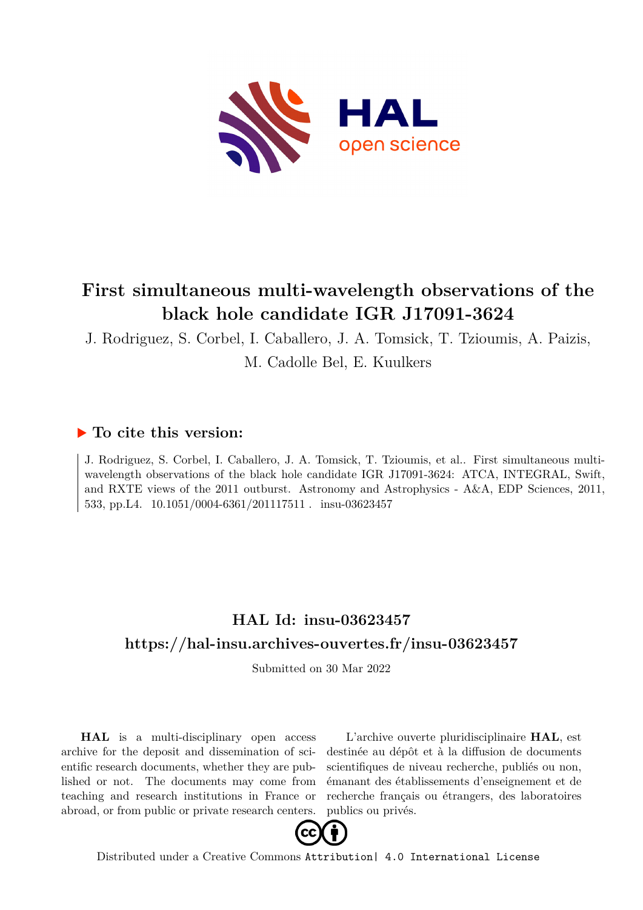# First simultaneous multi-wavelength observations of the black hole candidate IGR J17091-3624

J. Rodriguez, S. Corbel, I. Caballero, J. A. Tomsick, T. Tzioumis, A. Paizis, M. Cadolle Bel, E. Kuulkers

## ▶ To cite this version:

J. Rodriguez, S. Corbel, I. Caballero, J. A. Tomsick, T. Tzioumis, et al.. First simultaneous multi-wavelength observations of the black hole candidate IGR J17091-3624: ATCA, INTEGRAL, Swift, and RXTE views of the 2011 outburst. Astronomy and Astrophysics - A&A, EDP Sciences, 2011, 533, pp.L4. 10.1051/0004-6361/201117511 . insu-03623457

## HAL Id: insu-03623457

## https://hal-insu.archives-ouvertes.fr/insu-03623457

Submitted on 30 Mar 2022

**HAL** is a multi-disciplinary open access archive for the deposit and dissemination of scientific research documents, whether they are published or not. The documents may come from teaching and research institutions in France or abroad, or from public or private research centers.

L'archive ouverte pluridisciplinaire **HAL**, est destinée au dépôt et à la diffusion de documents scientifiques de niveau recherche, publiés ou non, émanant des établissements d'enseignement et de recherche français ou étrangers, des laboratoires publics ou privés.

Distributed under a Creative Commons Attribution| 4.0 International License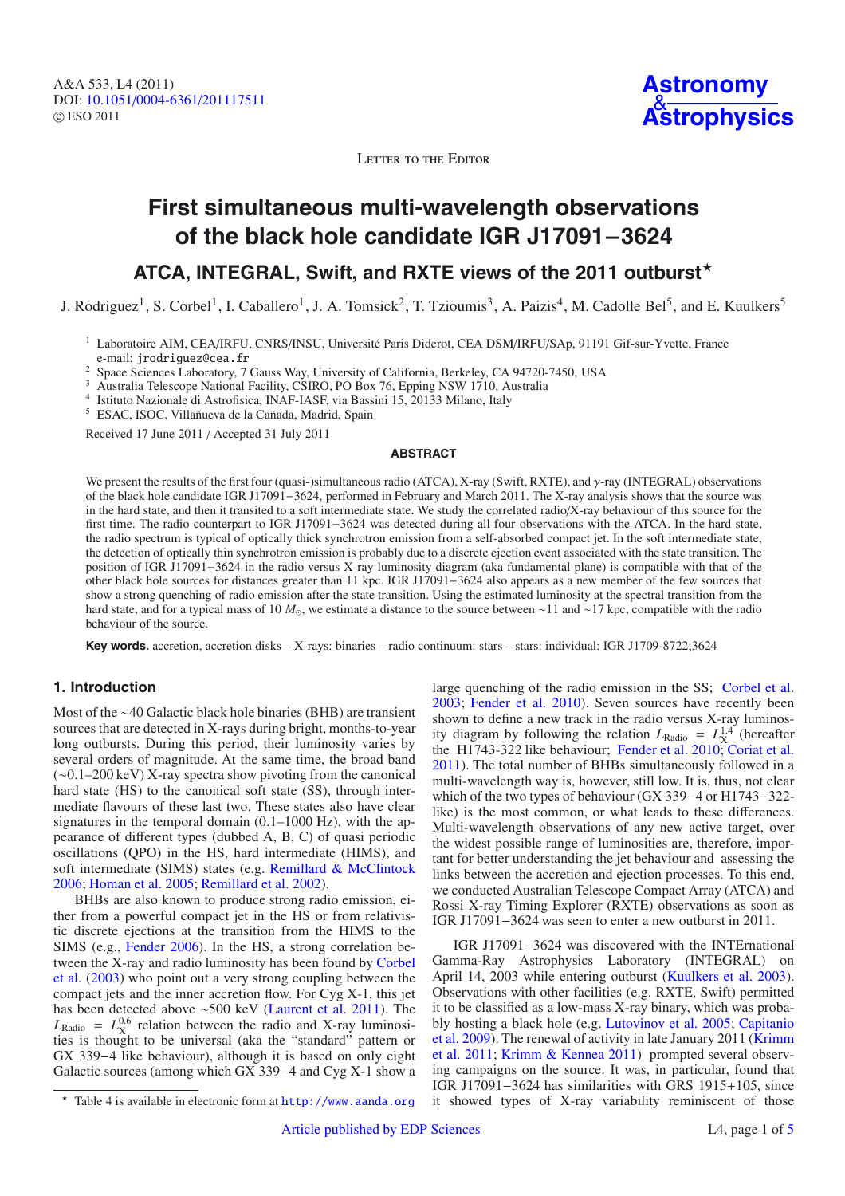Letter to the Editor

# First simultaneous multi-wavelength observations of the black hole candidate IGR J17091−3624

## ATCA, INTEGRAL, Swift, and RXTE views of the 2011 outburst*

J. Rodriguez[1], S. Corbel[1], I. Caballero[1], J. A. Tomsick[2], T. Tzioumis[3], A. Paizis[4], M. Cadolle Bel[5], and E. Kuulkers[5]

[1] Laboratoire AIM, CEA/IRFU, CNRS/INSU, Université Paris Diderot, CEA DSM/IRFU/SAp, 91191 Gif-sur-Yvette, France
e-mail: jrodriguez@cea.fr

[2] Space Sciences Laboratory, 7 Gauss Way, University of California, Berkeley, CA 94720-7450, USA

[3] Australia Telescope National Facility, CSIRO, PO Box 76, Epping NSW 1710, Australia

[4] Istituto Nazionale di Astrofisica, INAF-IASF, via Bassini 15, 20133 Milano, Italy

[5] ESAC, ISOC, Villañueva de la Cañada, Madrid, Spain

Received 17 June 2011 / Accepted 31 July 2011

### ABSTRACT

We present the results of the first four (quasi-)simultaneous radio (ATCA), X-ray (Swift, RXTE), and $\gamma$-ray (INTEGRAL) observations of the black hole candidate IGR J17091−3624, performed in February and March 2011. The X-ray analysis shows that the source was in the hard state, and then it transited to a soft intermediate state. We study the correlated radio/X-ray behaviour of this source for the first time. The radio counterpart to IGR J17091−3624 was detected during all four observations with the ATCA. In the hard state, the radio spectrum is typical of optically thick synchrotron emission from a self-absorbed compact jet. In the soft intermediate state, the detection of optically thin synchrotron emission is probably due to a discrete ejection event associated with the state transition. The position of IGR J17091−3624 in the radio versus X-ray luminosity diagram (aka fundamental plane) is compatible with that of the other black hole sources for distances greater than 11 kpc. IGR J17091−3624 also appears as a new member of the few sources that show a strong quenching of radio emission after the state transition. Using the estimated luminosity at the spectral transition from the hard state, and for a typical mass of 10 $M_{\odot}$, we estimate a distance to the source between ∼11 and ∼17 kpc, compatible with the radio behaviour of the source.

**Key words.** accretion, accretion disks – X-rays: binaries – radio continuum: stars – stars: individual: IGR J1709-8722;3624

## 1. Introduction

Most of the ∼40 Galactic black hole binaries (BHB) are transient sources that are detected in X-rays during bright, months-to-year long outbursts. During this period, their luminosity varies by several orders of magnitude. At the same time, the broad band (∼0.1–200 keV) X-ray spectra show pivoting from the canonical hard state (HS) to the canonical soft state (SS), through intermediate flavours of these last two. These states also have clear signatures in the temporal domain (0.1–1000 Hz), with the appearance of different types (dubbed A, B, C) of quasi periodic oscillations (QPO) in the HS, hard intermediate (HIMS), and soft intermediate (SIMS) states (e.g. Remillard & McClintock 2006; Homan et al. 2005; Remillard et al. 2002).

BHBs are also known to produce strong radio emission, either from a powerful compact jet in the HS or from relativistic discrete ejections at the transition from the HIMS to the SIMS (e.g., Fender 2006). In the HS, a strong correlation between the X-ray and radio luminosity has been found by Corbel et al. (2003) who point out a very strong coupling between the compact jets and the inner accretion flow. For Cyg X-1, this jet has been detected above ∼500 keV (Laurent et al. 2011). The $L_{\rm Radio} = L_{\rm X}^{0.6}$ relation between the radio and X-ray luminosities is thought to be universal (aka the "standard" pattern or GX 339−4 like behaviour), although it is based on only eight Galactic sources (among which GX 339−4 and Cyg X-1 show a large quenching of the radio emission in the SS; Corbel et al. 2003; Fender et al. 2010). Seven sources have recently been shown to define a new track in the radio versus X-ray luminosity diagram by following the relation $L_{\rm Radio} = L_{\rm X}^{1.4}$ (hereafter the H1743-322 like behaviour; Fender et al. 2010; Coriat et al. 2011). The total number of BHBs simultaneously followed in a multi-wavelength way is, however, still low. It is, thus, not clear which of the two types of behaviour (GX 339−4 or H1743−322-like) is the most common, or what leads to these differences. Multi-wavelength observations of any new active target, over the widest possible range of luminosities are, therefore, important for better understanding the jet behaviour and assessing the links between the accretion and ejection processes. To this end, we conducted Australian Telescope Compact Array (ATCA) and Rossi X-ray Timing Explorer (RXTE) observations as soon as IGR J17091−3624 was seen to enter a new outburst in 2011.

IGR J17091−3624 was discovered with the INTErnational Gamma-Ray Astrophysics Laboratory (INTEGRAL) on April 14, 2003 while entering outburst (Kuulkers et al. 2003). Observations with other facilities (e.g. RXTE, Swift) permitted it to be classified as a low-mass X-ray binary, which was probably hosting a black hole (e.g. Lutovinov et al. 2005; Capitanio et al. 2009). The renewal of activity in late January 2011 (Krimm et al. 2011; Krimm & Kennea 2011) prompted several observing campaigns on the source. It was, in particular, found that IGR J17091−3624 has similarities with GRS 1915+105, since it showed types of X-ray variability reminiscent of those

* Table 4 is available in electronic form at http://www.aanda.org

Article published by EDP Sciences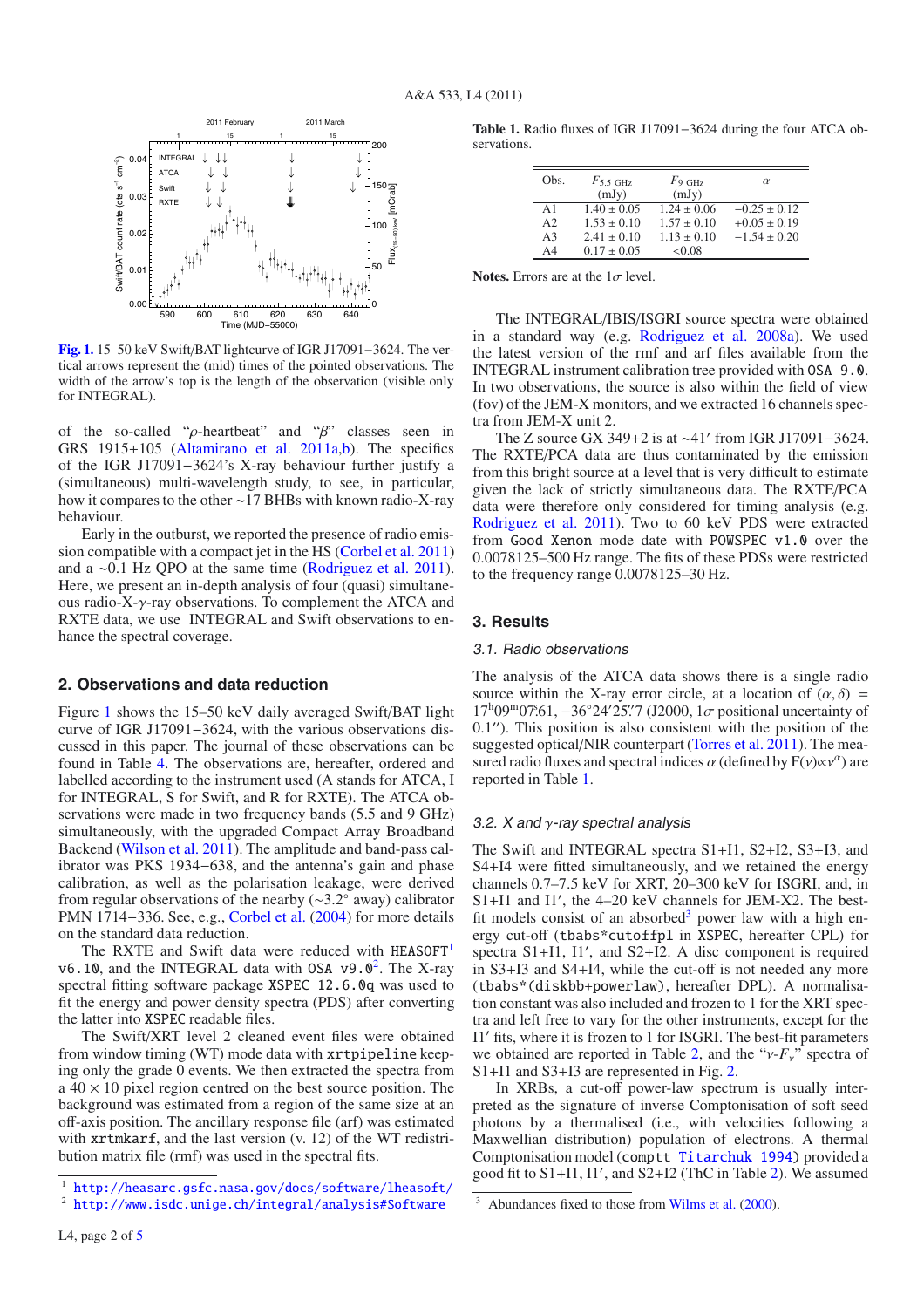Fig. 1. 15–50 keV Swift/BAT lightcurve of IGR J17091−3624. The vertical arrows represent the (mid) times of the pointed observations. The width of the arrow's top is the length of the observation (visible only for INTEGRAL).

of the so-called "$\rho$-heartbeat" and "$\beta$" classes seen in GRS 1915+105 (Altamirano et al. 2011a,b). The specifics of the IGR J17091−3624's X-ray behaviour further justify a (simultaneous) multi-wavelength study, to see, in particular, how it compares to the other ∼17 BHBs with known radio-X-ray behaviour.

Early in the outburst, we reported the presence of radio emission compatible with a compact jet in the HS (Corbel et al. 2011) and a ∼0.1 Hz QPO at the same time (Rodriguez et al. 2011). Here, we present an in-depth analysis of four (quasi) simultaneous radio-X-$\gamma$-ray observations. To complement the ATCA and RXTE data, we use INTEGRAL and Swift observations to enhance the spectral coverage.

## 2. Observations and data reduction

Figure 1 shows the 15–50 keV daily averaged Swift/BAT light curve of IGR J17091−3624, with the various observations discussed in this paper. The journal of these observations can be found in Table 4. The observations are, hereafter, ordered and labelled according to the instrument used (A stands for ATCA, I for INTEGRAL, S for Swift, and R for RXTE). The ATCA observations were made in two frequency bands (5.5 and 9 GHz) simultaneously, with the upgraded Compact Array Broadband Backend (Wilson et al. 2011). The amplitude and band-pass calibrator was PKS 1934−638, and the antenna's gain and phase calibration, as well as the polarisation leakage, were derived from regular observations of the nearby (∼3.2° away) calibrator PMN 1714−336. See, e.g., Corbel et al. (2004) for more details on the standard data reduction.

The RXTE and Swift data were reduced with `HEASOFT`[1] `v6.10`, and the INTEGRAL data with `OSA v9.0`[2]. The X-ray spectral fitting software package `XSPEC 12.6.0q` was used to fit the energy and power density spectra (PDS) after converting the latter into `XSPEC` readable files.

The Swift/XRT level 2 cleaned event files were obtained from window timing (WT) mode data with `xrtpipeline` keeping only the grade 0 events. We then extracted the spectra from a 40 × 10 pixel region centred on the best source position. The background was estimated from a region of the same size at an off-axis position. The ancillary response file (arf) was estimated with `xrtmkarf`, and the last version (v. 12) of the WT redistribution matrix file (rmf) was used in the spectral fits.

[1] http://heasarc.gsfc.nasa.gov/docs/software/lheasoft/

[2] http://www.isdc.unige.ch/integral/analysis#Software

**Table 1.** Radio fluxes of IGR J17091−3624 during the four ATCA observations.

| Obs. | $F_{5.5\ \mathrm{GHz}}$ (mJy) | $F_{9\ \mathrm{GHz}}$ (mJy) | $\alpha$ |
|---|---|---|---|
| A1 | 1.40 ± 0.05 | 1.24 ± 0.06 | −0.25 ± 0.12 |
| A2 | 1.53 ± 0.10 | 1.57 ± 0.10 | +0.05 ± 0.19 |
| A3 | 2.41 ± 0.10 | 1.13 ± 0.10 | −1.54 ± 0.20 |
| A4 | 0.17 ± 0.05 | <0.08 | |

**Notes.** Errors are at the 1$\sigma$ level.

The INTEGRAL/IBIS/ISGRI source spectra were obtained in a standard way (e.g. Rodriguez et al. 2008a). We used the latest version of the rmf and arf files available from the INTEGRAL instrument calibration tree provided with `OSA 9.0`. In two observations, the source is also within the field of view (fov) of the JEM-X monitors, and we extracted 16 channels spectra from JEM-X unit 2.

The Z source GX 349+2 is at ∼41′ from IGR J17091−3624. The RXTE/PCA data are thus contaminated by the emission from this bright source at a level that is very difficult to estimate given the lack of strictly simultaneous data. The RXTE/PCA data were therefore only considered for timing analysis (e.g. Rodriguez et al. 2011). Two to 60 keV PDS were extracted from `Good Xenon` mode date with `POWSPEC v1.0` over the 0.0078125–500 Hz range. The fits of these PDSs were restricted to the frequency range 0.0078125–30 Hz.

## 3. Results

### 3.1. Radio observations

The analysis of the ATCA data shows there is a single radio source within the X-ray error circle, at a location of $(\alpha, \delta)$ = $17^{\mathrm{h}}09^{\mathrm{m}}07\overset{\mathrm{s}}{.}61$, $-36°24'25\overset{''}{.}7$ (J2000, 1$\sigma$ positional uncertainty of 0.1′′). This position is also consistent with the position of the suggested optical/NIR counterpart (Torres et al. 2011). The measured radio fluxes and spectral indices $\alpha$ (defined by $F(\nu) \propto \nu^{\alpha}$) are reported in Table 1.

### 3.2. X and $\gamma$-ray spectral analysis

The Swift and INTEGRAL spectra S1+I1, S2+I2, S3+I3, and S4+I4 were fitted simultaneously, and we retained the energy channels 0.7–7.5 keV for XRT, 20–300 keV for ISGRI, and, in S1+I1 and I1′, the 4–20 keV channels for JEM-X2. The best-fit models consist of an absorbed[3] power law with a high energy cut-off (`tbabs*cutoffpl` in `XSPEC`, hereafter CPL) for spectra S1+I1, I1′, and S2+I2. A disc component is required in S3+I3 and S4+I4, while the cut-off is not needed any more (`tbabs*(diskbb+powerlaw)`, hereafter DPL). A normalisation constant was also included and frozen to 1 for the XRT spectra and left free to vary for the other instruments, except for the I1′ fits, where it is frozen to 1 for ISGRI. The best-fit parameters we obtained are reported in Table 2, and the "$\nu$-$F_{\nu}$" spectra of S1+I1 and S3+I3 are represented in Fig. 2.

In XRBs, a cut-off power-law spectrum is usually interpreted as the signature of inverse Comptonisation of soft seed photons by a thermalised (i.e., with velocities following a Maxwellian distribution) population of electrons. A thermal Comptonisation model (`comptt` Titarchuk 1994) provided a good fit to S1+I1, I1′, and S2+I2 (ThC in Table 2). We assumed

[3] Abundances fixed to those from Wilms et al. (2000).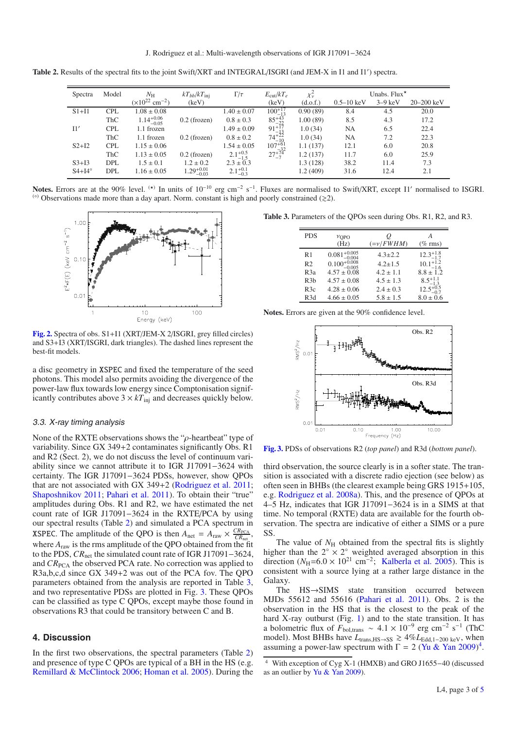**Table 2.** Results of the spectral fits to the joint Swift/XRT and INTEGRAL/ISGRI (and JEM-X in I1 and I1′) spectra.

| Spectra | Model | $N_H$ ($\times10^{22}$ cm$^{-2}$) | $kT_{bb}/kT_{inj}$ (keV) | $\Gamma/\tau$ | $E_{cut}/kT_e$ (keV) | $\chi^2_\nu$ (d.o.f.) | Unabs. Flux$^\star$ 0.5–10 keV | 3–9 keV | 20–200 keV |
|---|---|---|---|---|---|---|---|---|---|
| S1+I1 | CPL | $1.08 \pm 0.08$ | | $1.40 \pm 0.07$ | $100^{+17}_{-13}$ | 0.90 (89) | 8.4 | 4.5 | 20.0 |
| | ThC | $1.14^{+0.06}_{-0.05}$ | 0.2 (frozen) | $0.8 \pm 0.3$ | $85^{+43}_{-22}$ | 1.00 (89) | 8.5 | 4.3 | 17.2 |
| I1′ | CPL | 1.1 frozen | | $1.49 \pm 0.09$ | $91^{+17}_{-13}$ | 1.0 (34) | NA | 6.5 | 22.4 |
| | ThC | 1.1 frozen | 0.2 (frozen) | $0.8 \pm 0.2$ | $74^{+22}_{-10}$ | 1.0 (34) | NA | 7.2 | 22.3 |
| S2+I2 | CPL | $1.15 \pm 0.06$ | | $1.54 \pm 0.05$ | $107^{+61}_{-32}$ | 1.1 (137) | 12.1 | 6.0 | 20.8 |
| | ThC | $1.13 \pm 0.05$ | 0.2 (frozen) | $2.1^{+0.5}_{-1.5}$ | $27^{+74}_{-7}$ | 1.2 (137) | 11.7 | 6.0 | 25.9 |
| S3+I3 | DPL | $1.5 \pm 0.1$ | $1.2 \pm 0.2$ | $2.3 \pm 0.3$ | | 1.3 (128) | 38.2 | 11.4 | 7.3 |
| S4+I4° | DPL | $1.16 \pm 0.05$ | $1.29^{+0.01}_{-0.03}$ | $2.1^{+0.1}_{-0.3}$ | | 1.2 (409) | 31.6 | 12.4 | 2.1 |

**Notes.** Errors are at the 90% level. ($\star$) In units of $10^{-10}$ erg cm$^{-2}$ s$^{-1}$. Fluxes are normalised to Swift/XRT, except I1′ normalised to ISGRI. (°) Observations made more than a day apart. Norm. constant is high and poorly constrained ($\gtrsim$2).

**Fig. 2.** Spectra of obs. S1+I1 (XRT/JEM-X 2/ISGRI, grey filled circles) and S3+I3 (XRT/ISGRI, dark triangles). The dashed lines represent the best-fit models.

a disc geometry in XSPEC and fixed the temperature of the seed photons. This model also permits avoiding the divergence of the power-law flux towards low energy since Comptonisation significantly contributes above $3 \times kT_{inj}$ and decreases quickly below.

### 3.3. X-ray timing analysis

None of the RXTE observations shows the "$\rho$-heartbeat" type of variability. Since GX 349+2 contaminates significantly Obs. R1 and R2 (Sect. 2), we do not discuss the level of continuum variability since we cannot attribute it to IGR J17091−3624 with certainty. The IGR J17091−3624 PDSs, however, show QPOs that are not associated with GX 349+2 (Rodriguez et al. 2011; Shaposhnikov 2011; Pahari et al. 2011). To obtain their "true" amplitudes during Obs. R1 and R2, we have estimated the net count rate of IGR J17091−3624 in the RXTE/PCA by using our spectral results (Table 2) and simulated a PCA spectrum in XSPEC. The amplitude of the QPO is then $A_{net} = A_{raw} \times \frac{CR_{PCA}}{CR_{net}}$, where $A_{raw}$ is the rms amplitude of the QPO obtained from the fit to the PDS, $CR_{net}$ the simulated count rate of IGR J17091−3624, and $CR_{PCA}$ the observed PCA rate. No correction was applied to R3a,b,c,d since GX 349+2 was out of the PCA fov. The QPO parameters obtained from the analysis are reported in Table 3, and two representative PDSs are plotted in Fig. 3. These QPOs can be classified as type C QPOs, except maybe those found in observations R3 that could be transitory between C and B.

## 4. Discussion

In the first two observations, the spectral parameters (Table 2) and presence of type C QPOs are typical of a BH in the HS (e.g. Remillard & McClintock 2006; Homan et al. 2005). During the third observation, the source clearly is in a softer state. The transition is associated with a discrete radio ejection (see below) as often seen in BHBs (the clearest example being GRS 1915+105, e.g. Rodriguez et al. 2008a). This, and the presence of QPOs at 4–5 Hz, indicates that IGR J17091−3624 is in a SIMS at that time. No temporal (RXTE) data are available for the fourth observation. The spectra are indicative of either a SIMS or a pure SS.

**Table 3.** Parameters of the QPOs seen during Obs. R1, R2, and R3.

| PDS | $\nu_{QPO}$ (Hz) | $Q$ ($=\nu/FWHM$) | $A$ (% rms) |
|---|---|---|---|
| R1 | $0.081^{+0.005}_{-0.004}$ | $4.3 \pm 2.2$ | $12.3^{+1.8}_{-1.7}$ |
| R2 | $0.100^{+0.008}_{-0.005}$ | $4.2 \pm 1.5$ | $10.1^{+1.2}_{-1.6}$ |
| R3a | $4.57 \pm 0.08$ | $4.2 \pm 1.1$ | $8.8 \pm 1.2$ |
| R3b | $4.57 \pm 0.08$ | $4.5 \pm 1.3$ | $8.5^{+1.1}_{-1.3}$ |
| R3c | $4.28 \pm 0.06$ | $2.4 \pm 0.3$ | $12.5^{+0.5}_{-0.7}$ |
| R3d | $4.66 \pm 0.05$ | $5.8 \pm 1.5$ | $8.0 \pm 0.6$ |

**Notes.** Errors are given at the 90% confidence level.

**Fig. 3.** PDSs of observations R2 (*top panel*) and R3d (*bottom panel*).

The value of $N_H$ obtained from the spectral fits is slightly higher than the 2° × 2° weighted averaged absorption in this direction ($N_H$=$6.0 \times 10^{21}$ cm$^{-2}$; Kalberla et al. 2005). This is consistent with a source lying at a rather large distance in the Galaxy.

The HS→SIMS state transition occurred between MJDs 55612 and 55616 (Pahari et al. 2011). Obs. 2 is the observation in the HS that is the closest to the peak of the hard X-ray outburst (Fig. 1) and to the state transition. It has a bolometric flux of $F_{bol,trans} \sim 4.1 \times 10^{-9}$ erg cm$^{-2}$ s$^{-1}$ (ThC model). Most BHBs have $L_{trans,HS\rightarrow SS} \gtrsim 4\% L_{Edd,1-200\ keV}$, when assuming a power-law spectrum with $\Gamma = 2$ (Yu & Yan 2009)[4].

[4] With exception of Cyg X-1 (HMXB) and GRO J1655−40 (discussed as an outlier by Yu & Yan 2009).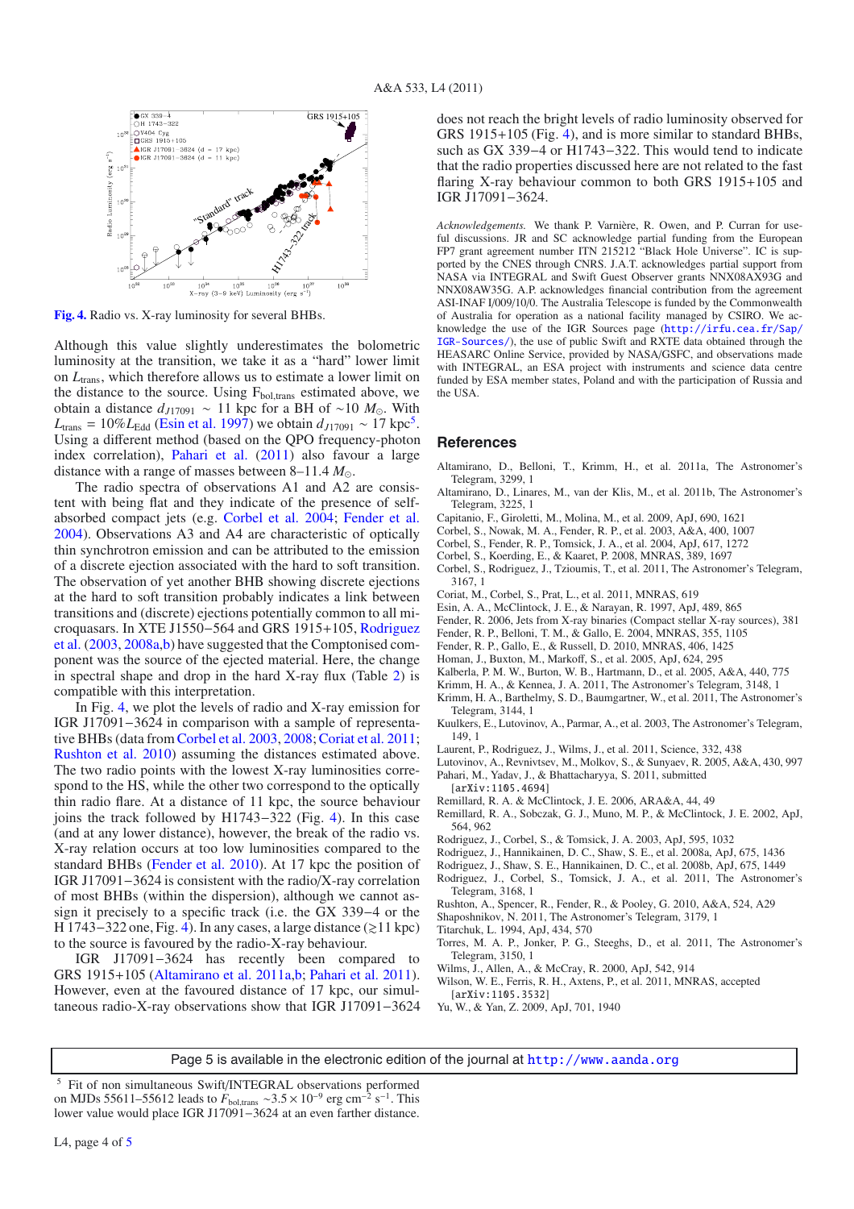Fig. 4. Radio vs. X-ray luminosity for several BHBs.

Although this value slightly underestimates the bolometric luminosity at the transition, we take it as a "hard" lower limit on $L_{\rm trans}$, which therefore allows us to estimate a lower limit on the distance to the source. Using $F_{\rm bol,trans}$ estimated above, we obtain a distance $d_{J17091} \sim 11$ kpc for a BH of $\sim$10 $M_{\odot}$. With $L_{\rm trans} = 10\% L_{\rm Edd}$ (Esin et al. 1997) we obtain $d_{J17091} \sim 17$ kpc[5]. Using a different method (based on the QPO frequency-photon index correlation), Pahari et al. (2011) also favour a large distance with a range of masses between 8–11.4 $M_{\odot}$.

The radio spectra of observations A1 and A2 are consistent with being flat and they indicate of the presence of self-absorbed compact jets (e.g. Corbel et al. 2004; Fender et al. 2004). Observations A3 and A4 are characteristic of optically thin synchrotron emission and can be attributed to the emission of a discrete ejection associated with the hard to soft transition. The observation of yet another BHB showing discrete ejections at the hard to soft transition probably indicates a link between transitions and (discrete) ejections potentially common to all microquasars. In XTE J1550−564 and GRS 1915+105, Rodriguez et al. (2003, 2008a,b) have suggested that the Comptonised component was the source of the ejected material. Here, the change in spectral shape and drop in the hard X-ray flux (Table 2) is compatible with this interpretation.

In Fig. 4, we plot the levels of radio and X-ray emission for IGR J17091−3624 in comparison with a sample of representative BHBs (data from Corbel et al. 2003, 2008; Coriat et al. 2011; Rushton et al. 2010) assuming the distances estimated above. The two radio points with the lowest X-ray luminosities correspond to the HS, while the other two correspond to the optically thin radio flare. At a distance of 11 kpc, the source behaviour joins the track followed by H1743−322 (Fig. 4). In this case (and at any lower distance), however, the break of the radio vs. X-ray relation occurs at too low luminosities compared to the standard BHBs (Fender et al. 2010). At 17 kpc the position of IGR J17091−3624 is consistent with the radio/X-ray correlation of most BHBs (within the dispersion), although we cannot assign it precisely to a specific track (i.e. the GX 339−4 or the H 1743−322 one, Fig. 4). In any cases, a large distance ($\gtrsim$11 kpc) to the source is favoured by the radio-X-ray behaviour.

IGR J17091−3624 has recently been compared to GRS 1915+105 (Altamirano et al. 2011a,b; Pahari et al. 2011). However, even at the favoured distance of 17 kpc, our simultaneous radio-X-ray observations show that IGR J17091−3624 does not reach the bright levels of radio luminosity observed for GRS 1915+105 (Fig. 4), and is more similar to standard BHBs, such as GX 339−4 or H1743−322. This would tend to indicate that the radio properties discussed here are not related to the fast flaring X-ray behaviour common to both GRS 1915+105 and IGR J17091−3624.

*Acknowledgements.* We thank P. Varnière, R. Owen, and P. Curran for useful discussions. JR and SC acknowledge partial funding from the European FP7 grant agreement number ITN 215212 "Black Hole Universe". IC is supported by the CNES through CNRS. J.A.T. acknowledges partial support from NASA via INTEGRAL and Swift Guest Observer grants NNX08AX93G and NNX08AW35G. A.P. acknowledges financial contribution from the agreement ASI-INAF I/009/10/0. The Australia Telescope is funded by the Commonwealth of Australia for operation as a national facility managed by CSIRO. We acknowledge the use of the IGR Sources page (http://irfu.cea.fr/Sap/IGR-Sources/), the use of public Swift and RXTE data obtained through the HEASARC Online Service, provided by NASA/GSFC, and observations made with INTEGRAL, an ESA project with instruments and science data centre funded by ESA member states, Poland and with the participation of Russia and the USA.

## References

Altamirano, D., Belloni, T., Krimm, H., et al. 2011a, The Astronomer's Telegram, 3299, 1
Altamirano, D., Linares, M., van der Klis, M., et al. 2011b, The Astronomer's Telegram, 3225, 1
Capitanio, F., Giroletti, M., Molina, M., et al. 2009, ApJ, 690, 1621
Corbel, S., Nowak, M. A., Fender, R. P., et al. 2003, A&A, 400, 1007
Corbel, S., Fender, R. P., Tomsick, J. A., et al. 2004, ApJ, 617, 1272
Corbel, S., Koerding, E., & Kaaret, P. 2008, MNRAS, 389, 1697
Corbel, S., Rodriguez, J., Tzioumis, T., et al. 2011, The Astronomer's Telegram, 3167, 1
Coriat, M., Corbel, S., Prat, L., et al. 2011, MNRAS, 619
Esin, A. A., McClintock, J. E., & Narayan, R. 1997, ApJ, 489, 865
Fender, R. 2006, Jets from X-ray binaries (Compact stellar X-ray sources), 381
Fender, R. P., Belloni, T. M., & Gallo, E. 2004, MNRAS, 355, 1105
Fender, R. P., Gallo, E., & Russell, D. 2010, MNRAS, 406, 1425
Homan, J., Buxton, M., Markoff, S., et al. 2005, ApJ, 624, 295
Kalberla, P. M. W., Burton, W. B., Hartmann, D., et al. 2005, A&A, 440, 775
Krimm, H. A., & Kennea, J. A. 2011, The Astronomer's Telegram, 3148, 1
Krimm, H. A., Barthelmy, S. D., Baumgartner, W., et al. 2011, The Astronomer's Telegram, 3144, 1
Kuulkers, E., Lutovinov, A., Parmar, A., et al. 2003, The Astronomer's Telegram, 149, 1
Laurent, P., Rodriguez, J., Wilms, J., et al. 2011, Science, 332, 438
Lutovinov, A., Revnivtsev, M., Molkov, S., & Sunyaev, R. 2005, A&A, 430, 997
Pahari, M., Yadav, J., & Bhattacharyya, S. 2011, submitted [arXiv:1105.4694]
Remillard, R. A. & McClintock, J. E. 2006, ARA&A, 44, 49
Remillard, R. A., Sobczak, G. J., Muno, M. P., & McClintock, J. E. 2002, ApJ, 564, 962
Rodriguez, J., Corbel, S., & Tomsick, J. A. 2003, ApJ, 595, 1032
Rodriguez, J., Hannikainen, D. C., Shaw, S. E., et al. 2008a, ApJ, 675, 1436
Rodriguez, J., Shaw, S. E., Hannikainen, D. C., et al. 2008b, ApJ, 675, 1449
Rodriguez, J., Corbel, S., Tomsick, J. A., et al. 2011, The Astronomer's Telegram, 3168, 1
Rushton, A., Spencer, R., Fender, R., & Pooley, G. 2010, A&A, 524, A29
Shaposhnikov, N. 2011, The Astronomer's Telegram, 3179, 1
Titarchuk, L. 1994, ApJ, 434, 570
Torres, M. A. P., Jonker, P. G., Steeghs, D., et al. 2011, The Astronomer's Telegram, 3150, 1
Wilms, J., Allen, A., & McCray, R. 2000, ApJ, 542, 914
Wilson, W. E., Ferris, R. H., Axtens, P., et al. 2011, MNRAS, accepted [arXiv:1105.3532]
Yu, W., & Yan, Z. 2009, ApJ, 701, 1940

Page 5 is available in the electronic edition of the journal at http://www.aanda.org

[5] Fit of non simultaneous Swift/INTEGRAL observations performed on MJDs 55611–55612 leads to $F_{\rm bol,trans} \sim 3.5 \times 10^{-9}$ erg cm$^{-2}$ s$^{-1}$. This lower value would place IGR J17091−3624 at an even farther distance.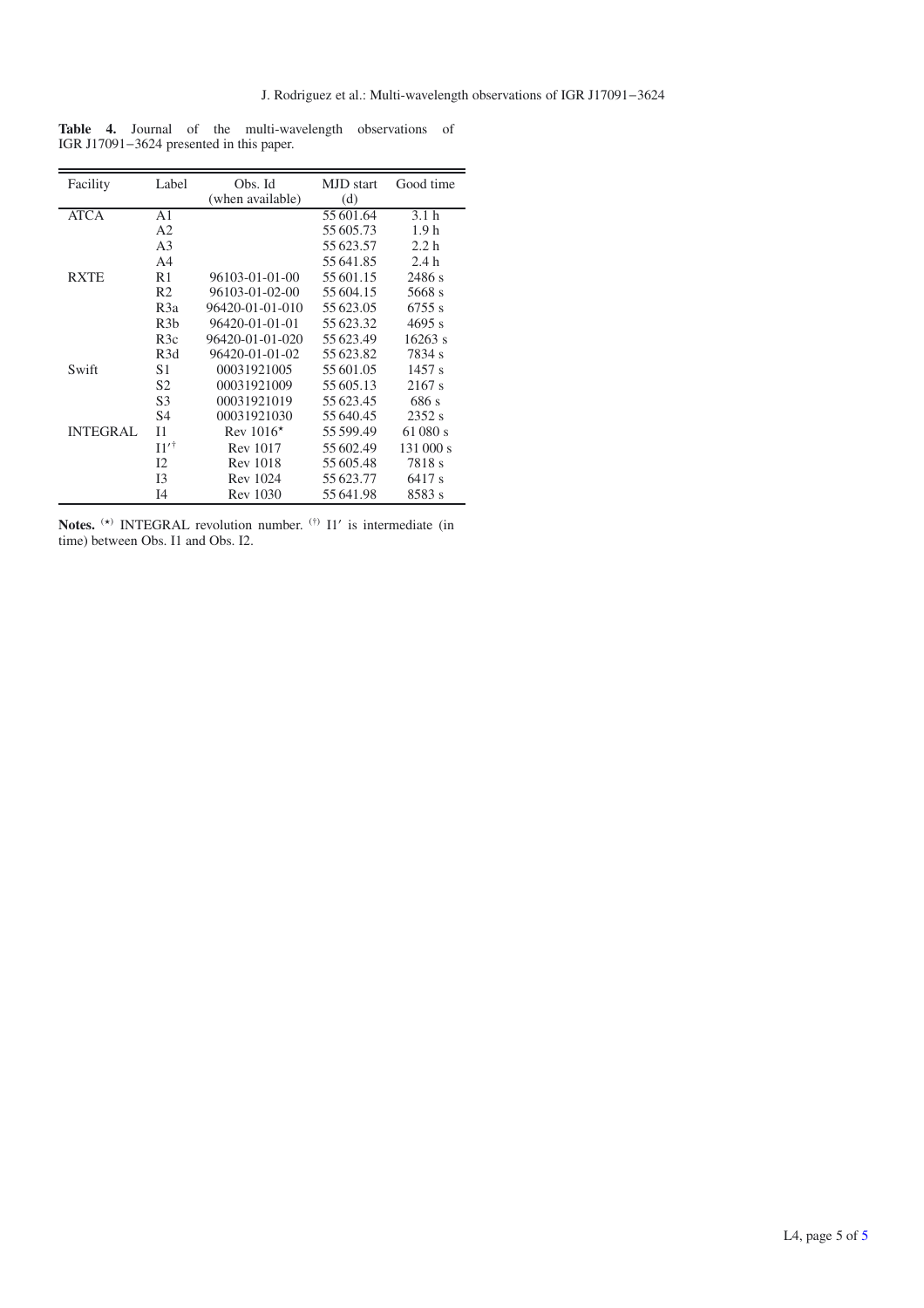**Table 4.** Journal of the multi-wavelength observations of IGR J17091−3624 presented in this paper.

| Facility | Label | Obs. Id (when available) | MJD start (d) | Good time |
|---|---|---|---|---|
| ATCA | A1 | | 55 601.64 | 3.1 h |
| | A2 | | 55 605.73 | 1.9 h |
| | A3 | | 55 623.57 | 2.2 h |
| | A4 | | 55 641.85 | 2.4 h |
| RXTE | R1 | 96103-01-01-00 | 55 601.15 | 2486 s |
| | R2 | 96103-01-02-00 | 55 604.15 | 5668 s |
| | R3a | 96420-01-01-010 | 55 623.05 | 6755 s |
| | R3b | 96420-01-01-01 | 55 623.32 | 4695 s |
| | R3c | 96420-01-01-020 | 55 623.49 | 16263 s |
| | R3d | 96420-01-01-02 | 55 623.82 | 7834 s |
| Swift | S1 | 00031921005 | 55 601.05 | 1457 s |
| | S2 | 00031921009 | 55 605.13 | 2167 s |
| | S3 | 00031921019 | 55 623.45 | 686 s |
| | S4 | 00031921030 | 55 640.45 | 2352 s |
| INTEGRAL | I1 | Rev 1016⋆ | 55 599.49 | 61 080 s |
| | I1′† | Rev 1017 | 55 602.49 | 131 000 s |
| | I2 | Rev 1018 | 55 605.48 | 7818 s |
| | I3 | Rev 1024 | 55 623.77 | 6417 s |
| | I4 | Rev 1030 | 55 641.98 | 8583 s |

**Notes.** (⋆) INTEGRAL revolution number. (†) I1′ is intermediate (in time) between Obs. I1 and Obs. I2.